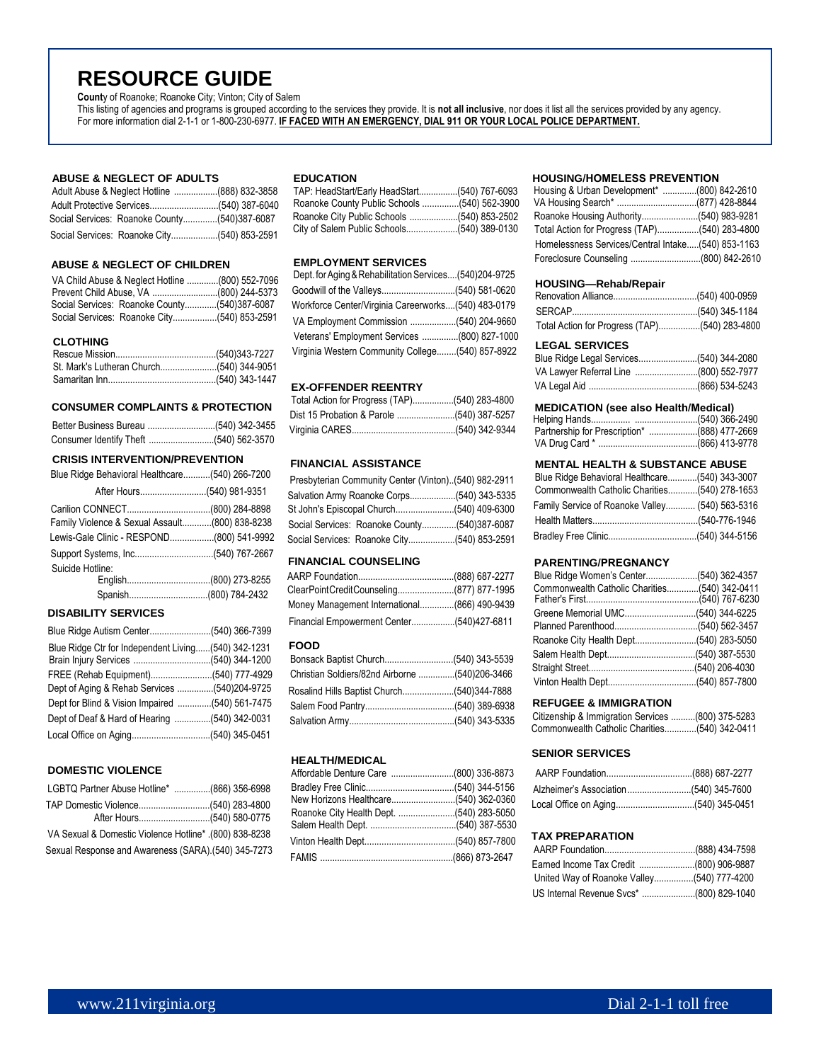# RESOURCE GUIDE

**Count**y of Roanoke; Roanoke City; Vinton; City of Salem

This listing of agencies and programs is grouped according to the services they provide. It is **not all inclusive**, nor does it list all the services provided by any agency. For more information dial 2-1-1 or 1-800-230-6977. **IF FACED WITH AN EMERGENCY, DIAL 911 OR YOUR LOCAL POLICE DEPARTMENT.**

### ABUSE & NEGLECT OF ADULTS

- Adult Abuse & Neglect Hotline ..................(888) 832-3858
- Adult Protective Services............................(540) 387-6040
- Social Services: Roanoke County..............(540)387-6087
- Social Services: Roanoke City...................(540) 853-2591

### ABUSE & NEGLECT OF CHILDREN

- VA Child Abuse & Neglect Hotline .............(800) 552-7096
- Prevent Child Abuse, VA ...........................(800) 244-5373
- Social Services: Roanoke County.............(540)387-6087
- Social Services: Roanoke City..................(540) 853-2591

### CLOTHING

- Rescue Mission.........................................(540)343-7227
- St. Mark's Lutheran Church.......................(540) 344-9051
- Samaritan Inn............................................(540) 343-1447

### CONSUMER COMPLAINTS & PROTECTION

- Better Business Bureau ............................(540) 342-3455
- Consumer Identify Theft ...........................(540) 562-3570

### CRISIS INTERVENTION/PREVENTION

- Blue Ridge Behavioral Healthcare...........(540) 266-7200
  - After Hours...........................(540) 981-9351
- Carilion CONNECT..................................(800) 284-8898
- Family Violence & Sexual Assault............(800) 838-8238
- Lewis-Gale Clinic - RESPOND..................(800) 541-9992
- Support Systems, Inc................................(540) 767-2667
- Suicide Hotline:
  - English..................................(800) 273-8255
  - Spanish................................(800) 784-2432

### DISABILITY SERVICES

- Blue Ridge Autism Center.........................(540) 366-7399
- Blue Ridge Ctr for Independent Living......(540) 342-1231
- Brain Injury Services ................................(540) 344-1200
- FREE (Rehab Equipment).........................(540) 777-4929
- Dept of Aging & Rehab Services ...............(540)204-9725
- Dept for Blind & Vision Impaired ..............(540) 561-7475
- Dept of Deaf & Hard of Hearing ..............(540) 342-0031
- Local Office on Aging................................(540) 345-0451

### DOMESTIC VIOLENCE

- LGBTQ Partner Abuse Hotline* ...............(866) 356-6998
- TAP Domestic Violence.............................(540) 283-4800
  - After Hours.............................(540) 580-0775
- VA Sexual & Domestic Violence Hotline* .(800) 838-8238
- Sexual Response and Awareness (SARA).(540) 345-7273

### EDUCATION

- TAP: HeadStart/Early HeadStart................(540) 767-6093
- Roanoke County Public Schools ...............(540) 562-3900
- Roanoke City Public Schools ....................(540) 853-2502
- City of Salem Public Schools.....................(540) 389-0130

### EMPLOYMENT SERVICES

- Dept. for Aging & Rehabilitation Services....(540)204-9725
- Goodwill of the Valleys..............................(540) 581-0620
- Workforce Center/Virginia Careerworks....(540) 483-0179
- VA Employment Commission ..................(540) 204-9660
- Veterans' Employment Services ...............(800) 827-1000
- Virginia Western Community College........(540) 857-8922

### EX-OFFENDER REENTRY

- Total Action for Progress (TAP).................(540) 283-4800
- Dist 15 Probation & Parole ........................(540) 387-5257
- Virginia CARES...........................................(540) 342-9344

### FINANCIAL ASSISTANCE

- Presbyterian Community Center (Vinton)..(540) 982-2911
- Salvation Army Roanoke Corps..................(540) 343-5335
- St John's Episcopal Church........................(540) 409-6300
- Social Services: Roanoke County..............(540)387-6087
- Social Services: Roanoke City...................(540) 853-2591

### FINANCIAL COUNSELING

- AARP Foundation.......................................(888) 687-2277
- ClearPointCreditCounseling.......................(877) 877-1995
- Money Management International.............(866) 490-9439
- Financial Empowerment Center..................(540)427-6811

### FOOD

- Bonsack Baptist Church............................(540) 343-5539
- Christian Soldiers/82nd Airborne ..............(540)206-3466
- Rosalind Hills Baptist Church.....................(540)344-7888
- Salem Food Pantry.....................................(540) 389-6938
- Salvation Army...........................................(540) 343-5335

### HEALTH/MEDICAL

- Affordable Denture Care .........................(800) 336-8873
- Bradley Free Clinic.....................................(540) 344-5156
- New Horizons Healthcare..........................(540) 362-0360
- Roanoke City Health Dept. .......................(540) 283-5050
- Salem Health Dept. ...................................(540) 387-5530
- Vinton Health Dept.....................................(540) 857-7800
- FAMIS ......................................................(866) 873-2647

### HOUSING/HOMELESS PREVENTION

- Housing & Urban Development* ..............(800) 842-2610
- VA Housing Search* .................................(877) 428-8844
- Roanoke Housing Authority.......................(540) 983-9281
- Total Action for Progress (TAP).................(540) 283-4800
- Homelessness Services/Central Intake.....(540) 853-1163
- Foreclosure Counseling ............................(800) 842-2610

### HOUSING—Rehab/Repair

- Renovation Alliance..................................(540) 400-0959
- SERCAP...................................................(540) 345-1184
- Total Action for Progress (TAP).................(540) 283-4800

### LEGAL SERVICES

- Blue Ridge Legal Services........................(540) 344-2080
- VA Lawyer Referral Line ..........................(800) 552-7977
- VA Legal Aid ............................................(866) 534-5243

### MEDICATION (see also Health/Medical)

- Helping Hands................ ..........................(540) 366-2490
- Partnership for Prescription* ....................(888) 477-2669
- VA Drug Card * .........................................(866) 413-9778

### MENTAL HEALTH & SUBSTANCE ABUSE

- Blue Ridge Behavioral Healthcare............(540) 343-3007
- Commonwealth Catholic Charities............(540) 278-1653
- Family Service of Roanoke Valley............ (540) 563-5316
- Health Matters...........................................(540-776-1946
- Bradley Free Clinic....................................(540) 344-5156

### PARENTING/PREGNANCY

- Blue Ridge Women's Center.....................(540) 362-4357
- Commonwealth Catholic Charities.............(540) 342-0411
- Father's First..............................................(540) 767-6230
- Greene Memorial UMC.............................(540) 344-6225
- Planned Parenthood..................................(540) 562-3457
- Roanoke City Health Dept.........................(540) 283-5050
- Salem Health Dept....................................(540) 387-5530
- Straight Street...........................................(540) 206-4030
- Vinton Health Dept....................................(540) 857-7800

### REFUGEE & IMMIGRATION

- Citizenship & Immigration Services ..........(800) 375-5283
- Commonwealth Catholic Charities.............(540) 342-0411

### SENIOR SERVICES

- AARP Foundation...................................(888) 687-2277
- Alzheimer's Association..........................(540) 345-7600
- Local Office on Aging................................(540) 345-0451

### TAX PREPARATION

- AARP Foundation.....................................(888) 434-7598
- Earned Income Tax Credit .......................(800) 906-9887
- United Way of Roanoke Valley................(540) 777-4200
- US Internal Revenue Svcs* ......................(800) 829-1040

www.211virginia.org — Dial 2-1-1 toll free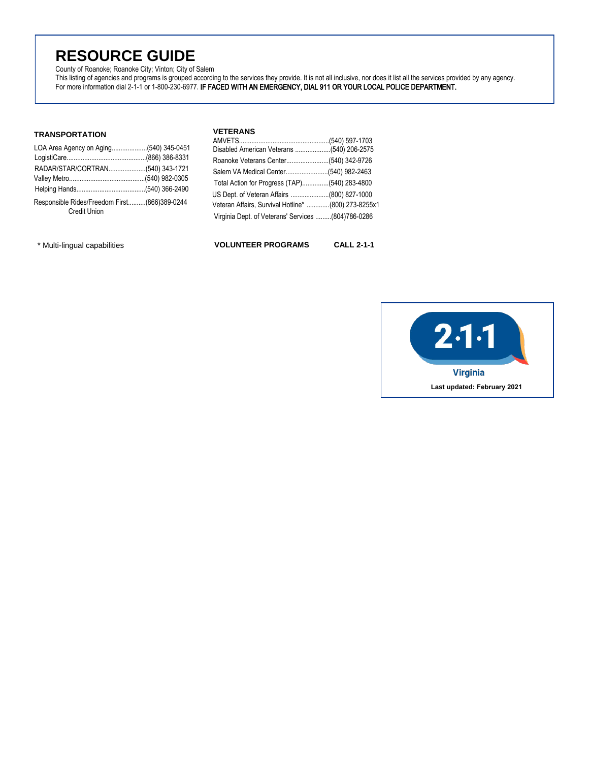# RESOURCE GUIDE

County of Roanoke; Roanoke City; Vinton; City of Salem

This listing of agencies and programs is grouped according to the services they provide. It is not all inclusive, nor does it list all the services provided by any agency. For more information dial 2-1-1 or 1-800-230-6977. **IF FACED WITH AN EMERGENCY, DIAL 911 OR YOUR LOCAL POLICE DEPARTMENT.**

## TRANSPORTATION

LOA Area Agency on Aging....................(540) 345-0451
LogistiCare.............................................(866) 386-8331
RADAR/STAR/CORTRAN.....................(540) 343-1721
Valley Metro...........................................(540) 982-0305
Helping Hands.......................................(540) 366-2490
Responsible Rides/Freedom First..........(866)389-0244
Credit Union

\* Multi-lingual capabilities

## VETERANS

AMVETS...................................................(540) 597-1703
Disabled American Veterans ....................(540) 206-2575
Roanoke Veterans Center........................(540) 342-9726
Salem VA Medical Center........................(540) 982-2463
Total Action for Progress (TAP)...............(540) 283-4800
US Dept. of Veteran Affairs ......................(800) 827-1000
Veteran Affairs, Survival Hotline* .............(800) 273-8255x1
Virginia Dept. of Veterans' Services .........(804)786-0286

**VOLUNTEER PROGRAMS** **CALL 2-1-1**

2·1·1 Virginia

**Last updated: February 2021**